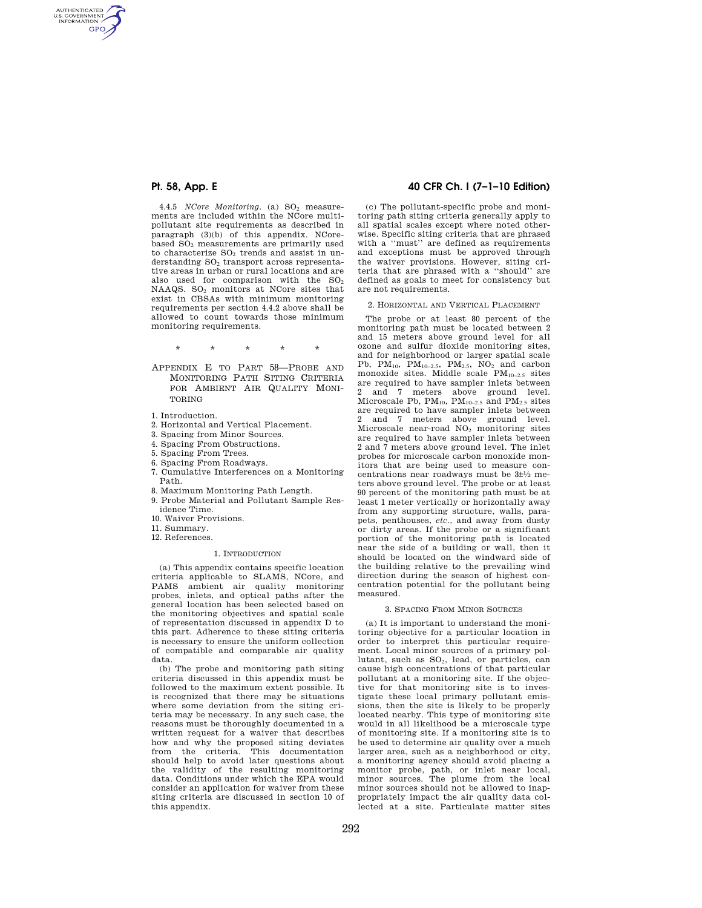4.4.5 *NCore Monitoring*. (a) $SO_2$ measurements are included within the NCore multipollutant site requirements as described in paragraph (3)(b) of this appendix. NCore-based $SO_2$ measurements are primarily used to characterize $SO_2$ trends and assist in understanding $SO_2$ transport across representative areas in urban or rural locations and are also used for comparison with the $SO_2$ NAAQS. $SO_2$ monitors at NCore sites that exist in CBSAs with minimum monitoring requirements per section 4.4.2 above shall be allowed to count towards those minimum monitoring requirements.

\* \* \* \* \*

## APPENDIX E TO PART 58—PROBE AND MONITORING PATH SITING CRITERIA FOR AMBIENT AIR QUALITY MONITORING

1. Introduction.
2. Horizontal and Vertical Placement.
3. Spacing from Minor Sources.
4. Spacing From Obstructions.
5. Spacing From Trees.
6. Spacing From Roadways.
7. Cumulative Interferences on a Monitoring Path.
8. Maximum Monitoring Path Length.
9. Probe Material and Pollutant Sample Residence Time.
10. Waiver Provisions.
11. Summary.
12. References.

### 1. INTRODUCTION

(a) This appendix contains specific location criteria applicable to SLAMS, NCore, and PAMS ambient air quality monitoring probes, inlets, and optical paths after the general location has been selected based on the monitoring objectives and spatial scale of representation discussed in appendix D to this part. Adherence to these siting criteria is necessary to ensure the uniform collection of compatible and comparable air quality data.

(b) The probe and monitoring path siting criteria discussed in this appendix must be followed to the maximum extent possible. It is recognized that there may be situations where some deviation from the siting criteria may be necessary. In any such case, the reasons must be thoroughly documented in a written request for a waiver that describes how and why the proposed siting deviates from the criteria. This documentation should help to avoid later questions about the validity of the resulting monitoring data. Conditions under which the EPA would consider an application for waiver from these siting criteria are discussed in section 10 of this appendix.

(c) The pollutant-specific probe and monitoring path siting criteria generally apply to all spatial scales except where noted otherwise. Specific siting criteria that are phrased with a "must" are defined as requirements and exceptions must be approved through the waiver provisions. However, siting criteria that are phrased with a "should" are defined as goals to meet for consistency but are not requirements.

### 2. HORIZONTAL AND VERTICAL PLACEMENT

The probe or at least 80 percent of the monitoring path must be located between 2 and 15 meters above ground level for all ozone and sulfur dioxide monitoring sites, and for neighborhood or larger spatial scale Pb, $PM_{10}$, $PM_{10-2.5}$, $PM_{2.5}$, $NO_2$ and carbon monoxide sites. Middle scale $PM_{10-2.5}$ sites are required to have sampler inlets between 2 and 7 meters above ground level. Microscale Pb, $PM_{10}$, $PM_{10-2.5}$ and $PM_{2.5}$ sites are required to have sampler inlets between 2 and 7 meters above ground level. Microscale near-road $NO_2$ monitoring sites are required to have sampler inlets between 2 and 7 meters above ground level. The inlet probes for microscale carbon monoxide monitors that are being used to measure concentrations near roadways must be $3\pm\frac{1}{2}$ meters above ground level. The probe or at least 90 percent of the monitoring path must be at least 1 meter vertically or horizontally away from any supporting structure, walls, parapets, penthouses, *etc.*, and away from dusty or dirty areas. If the probe or a significant portion of the monitoring path is located near the side of a building or wall, then it should be located on the windward side of the building relative to the prevailing wind direction during the season of highest concentration potential for the pollutant being measured.

### 3. SPACING FROM MINOR SOURCES

(a) It is important to understand the monitoring objective for a particular location in order to interpret this particular requirement. Local minor sources of a primary pollutant, such as $SO_2$, lead, or particles, can cause high concentrations of that particular pollutant at a monitoring site. If the objective for that monitoring site is to investigate these local primary pollutant emissions, then the site is likely to be properly located nearby. This type of monitoring site would in all likelihood be a microscale type of monitoring site. If a monitoring site is to be used to determine air quality over a much larger area, such as a neighborhood or city, a monitoring agency should avoid placing a monitor probe, path, or inlet near local, minor sources. The plume from the local minor sources should not be allowed to inappropriately impact the air quality data collected at a site. Particulate matter sites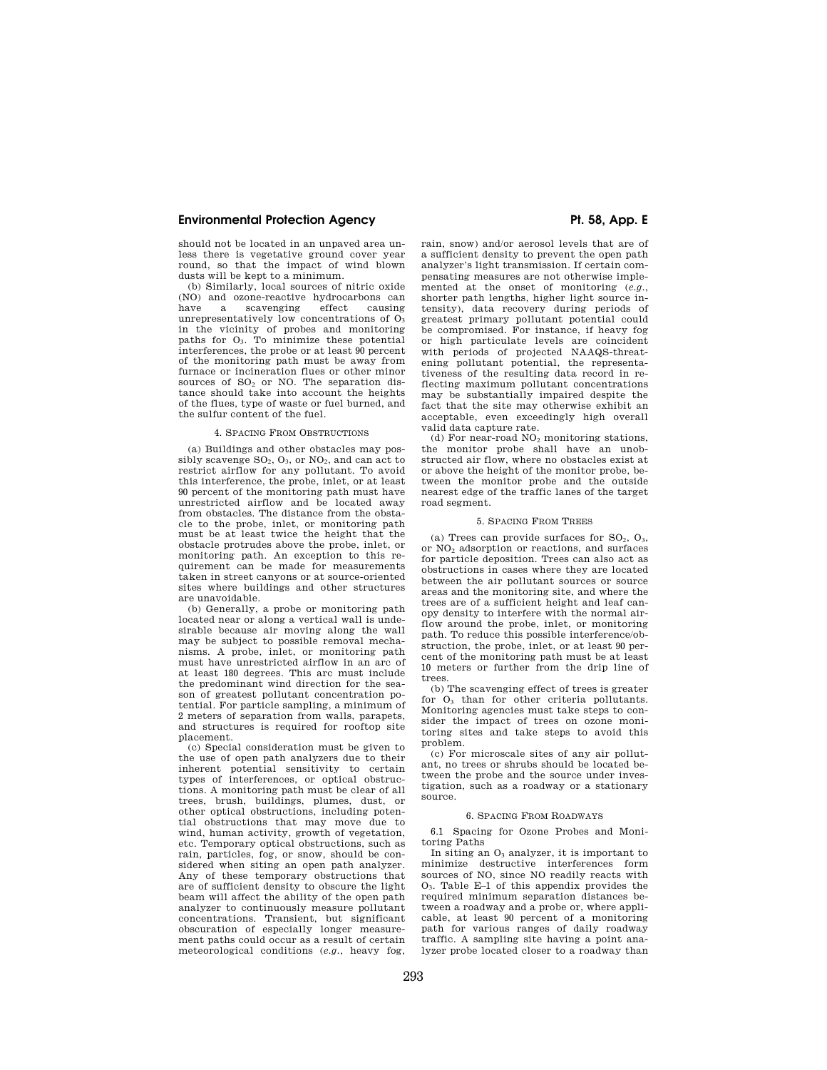should not be located in an unpaved area unless there is vegetative ground cover year round, so that the impact of wind blown dusts will be kept to a minimum.

(b) Similarly, local sources of nitric oxide (NO) and ozone-reactive hydrocarbons can have a scavenging effect causing unrepresentatively low concentrations of $O_3$ in the vicinity of probes and monitoring paths for $O_3$. To minimize these potential interferences, the probe or at least 90 percent of the monitoring path must be away from furnace or incineration flues or other minor sources of $SO_2$ or NO. The separation distance should take into account the heights of the flues, type of waste or fuel burned, and the sulfur content of the fuel.

### 4. Spacing From Obstructions

(a) Buildings and other obstacles may possibly scavenge $SO_2$, $O_3$, or $NO_2$, and can act to restrict airflow for any pollutant. To avoid this interference, the probe, inlet, or at least 90 percent of the monitoring path must have unrestricted airflow and be located away from obstacles. The distance from the obstacle to the probe, inlet, or monitoring path must be at least twice the height that the obstacle protrudes above the probe, inlet, or monitoring path. An exception to this requirement can be made for measurements taken in street canyons or at source-oriented sites where buildings and other structures are unavoidable.

(b) Generally, a probe or monitoring path located near or along a vertical wall is undesirable because air moving along the wall may be subject to possible removal mechanisms. A probe, inlet, or monitoring path must have unrestricted airflow in an arc of at least 180 degrees. This arc must include the predominant wind direction for the season of greatest pollutant concentration potential. For particle sampling, a minimum of 2 meters of separation from walls, parapets, and structures is required for rooftop site placement.

(c) Special consideration must be given to the use of open path analyzers due to their inherent potential sensitivity to certain types of interferences, or optical obstructions. A monitoring path must be clear of all trees, brush, buildings, plumes, dust, or other optical obstructions, including potential obstructions that may move due to wind, human activity, growth of vegetation, etc. Temporary optical obstructions, such as rain, particles, fog, or snow, should be considered when siting an open path analyzer. Any of these temporary obstructions that are of sufficient density to obscure the light beam will affect the ability of the open path analyzer to continuously measure pollutant concentrations. Transient, but significant obscuration of especially longer measurement paths could occur as a result of certain meteorological conditions (*e.g.*, heavy fog, rain, snow) and/or aerosol levels that are of a sufficient density to prevent the open path analyzer's light transmission. If certain compensating measures are not otherwise implemented at the onset of monitoring (*e.g.*, shorter path lengths, higher light source intensity), data recovery during periods of greatest primary pollutant potential could be compromised. For instance, if heavy fog or high particulate levels are coincident with periods of projected NAAQS-threatening pollutant potential, the representativeness of the resulting data record in reflecting maximum pollutant concentrations may be substantially impaired despite the fact that the site may otherwise exhibit an acceptable, even exceedingly high overall valid data capture rate.

(d) For near-road $NO_2$ monitoring stations, the monitor probe shall have an unobstructed air flow, where no obstacles exist at or above the height of the monitor probe, between the monitor probe and the outside nearest edge of the traffic lanes of the target road segment.

### 5. Spacing From Trees

(a) Trees can provide surfaces for $SO_2$, $O_3$, or $NO_2$ adsorption or reactions, and surfaces for particle deposition. Trees can also act as obstructions in cases where they are located between the air pollutant sources or source areas and the monitoring site, and where the trees are of a sufficient height and leaf canopy density to interfere with the normal airflow around the probe, inlet, or monitoring path. To reduce this possible interference/obstruction, the probe, inlet, or at least 90 percent of the monitoring path must be at least 10 meters or further from the drip line of trees.

(b) The scavenging effect of trees is greater for $O_3$ than for other criteria pollutants. Monitoring agencies must take steps to consider the impact of trees on ozone monitoring sites and take steps to avoid this problem.

(c) For microscale sites of any air pollutant, no trees or shrubs should be located between the probe and the source under investigation, such as a roadway or a stationary source.

### 6. Spacing From Roadways

6.1 Spacing for Ozone Probes and Monitoring Paths

In siting an $O_3$ analyzer, it is important to minimize destructive interferences form sources of NO, since NO readily reacts with $O_3$. Table E–1 of this appendix provides the required minimum separation distances between a roadway and a probe or, where applicable, at least 90 percent of a monitoring path for various ranges of daily roadway traffic. A sampling site having a point analyzer probe located closer to a roadway than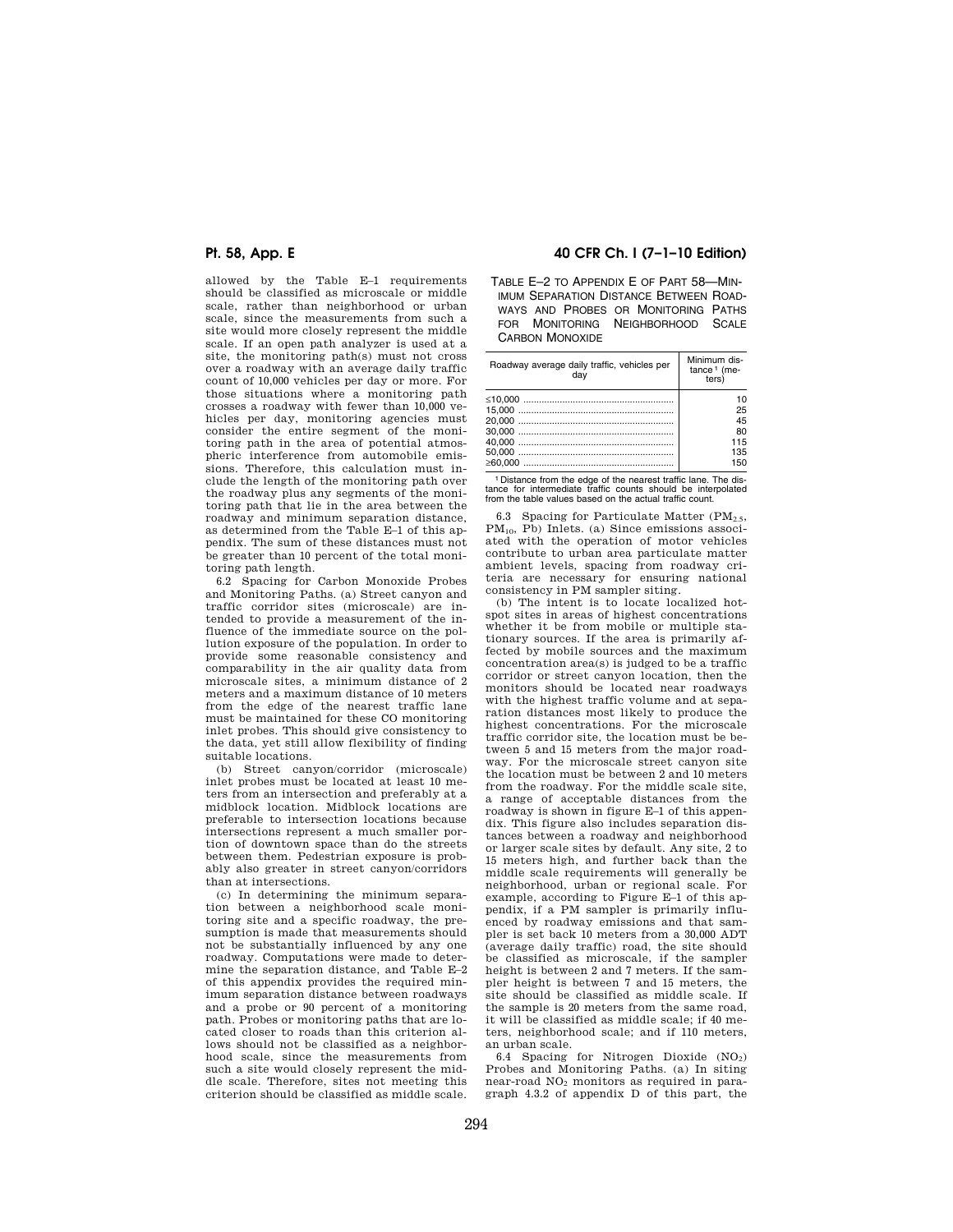allowed by the Table E–1 requirements should be classified as microscale or middle scale, rather than neighborhood or urban scale, since the measurements from such a site would more closely represent the middle scale. If an open path analyzer is used at a site, the monitoring path(s) must not cross over a roadway with an average daily traffic count of 10,000 vehicles per day or more. For those situations where a monitoring path crosses a roadway with fewer than 10,000 vehicles per day, monitoring agencies must consider the entire segment of the monitoring path in the area of potential atmospheric interference from automobile emissions. Therefore, this calculation must include the length of the monitoring path over the roadway plus any segments of the monitoring path that lie in the area between the roadway and minimum separation distance, as determined from the Table E–1 of this appendix. The sum of these distances must not be greater than 10 percent of the total monitoring path length.

6.2 Spacing for Carbon Monoxide Probes and Monitoring Paths. (a) Street canyon and traffic corridor sites (microscale) are intended to provide a measurement of the influence of the immediate source on the pollution exposure of the population. In order to provide some reasonable consistency and comparability in the air quality data from microscale sites, a minimum distance of 2 meters and a maximum distance of 10 meters from the edge of the nearest traffic lane must be maintained for these CO monitoring inlet probes. This should give consistency to the data, yet still allow flexibility of finding suitable locations.

(b) Street canyon/corridor (microscale) inlet probes must be located at least 10 meters from an intersection and preferably at a midblock location. Midblock locations are preferable to intersection locations because intersections represent a much smaller portion of downtown space than do the streets between them. Pedestrian exposure is probably also greater in street canyon/corridors than at intersections.

(c) In determining the minimum separation between a neighborhood scale monitoring site and a specific roadway, the presumption is made that measurements should not be substantially influenced by any one roadway. Computations were made to determine the separation distance, and Table E–2 of this appendix provides the required minimum separation distance between roadways and a probe or 90 percent of a monitoring path. Probes or monitoring paths that are located closer to roads than this criterion allows should not be classified as a neighborhood scale, since the measurements from such a site would closely represent the middle scale. Therefore, sites not meeting this criterion should be classified as middle scale.

TABLE E–2 TO APPENDIX E OF PART 58—MINIMUM SEPARATION DISTANCE BETWEEN ROADWAYS AND PROBES OR MONITORING PATHS FOR MONITORING NEIGHBORHOOD SCALE CARBON MONOXIDE

| Roadway average daily traffic, vehicles per day | Minimum distance[1] (meters) |
|---|---|
| ≤10,000 | 10 |
| 15,000 | 25 |
| 20,000 | 45 |
| 30,000 | 80 |
| 40,000 | 115 |
| 50,000 | 135 |
| ≥60,000 | 150 |

[1] Distance from the edge of the nearest traffic lane. The distance for intermediate traffic counts should be interpolated from the table values based on the actual traffic count.

6.3 Spacing for Particulate Matter ($PM_{2.5}$, $PM_{10}$, Pb) Inlets. (a) Since emissions associated with the operation of motor vehicles contribute to urban area particulate matter ambient levels, spacing from roadway criteria are necessary for ensuring national consistency in PM sampler siting.

(b) The intent is to locate localized hotspot sites in areas of highest concentrations whether it be from mobile or multiple stationary sources. If the area is primarily affected by mobile sources and the maximum concentration area(s) is judged to be a traffic corridor or street canyon location, then the monitors should be located near roadways with the highest traffic volume and at separation distances most likely to produce the highest concentrations. For the microscale traffic corridor site, the location must be between 5 and 15 meters from the major roadway. For the microscale street canyon site the location must be between 2 and 10 meters from the roadway. For the middle scale site, a range of acceptable distances from the roadway is shown in figure E–1 of this appendix. This figure also includes separation distances between a roadway and neighborhood or larger scale sites by default. Any site, 2 to 15 meters high, and further back than the middle scale requirements will generally be neighborhood, urban or regional scale. For example, according to Figure E–1 of this appendix, if a PM sampler is primarily influenced by roadway emissions and that sampler is set back 10 meters from a 30,000 ADT (average daily traffic) road, the site should be classified as microscale, if the sampler height is between 2 and 7 meters. If the sampler height is between 7 and 15 meters, the site should be classified as middle scale. If the sample is 20 meters from the same road, it will be classified as middle scale; if 40 meters, neighborhood scale; and if 110 meters, an urban scale.

6.4 Spacing for Nitrogen Dioxide ($NO_2$) Probes and Monitoring Paths. (a) In siting near-road $NO_2$ monitors as required in paragraph 4.3.2 of appendix D of this part, the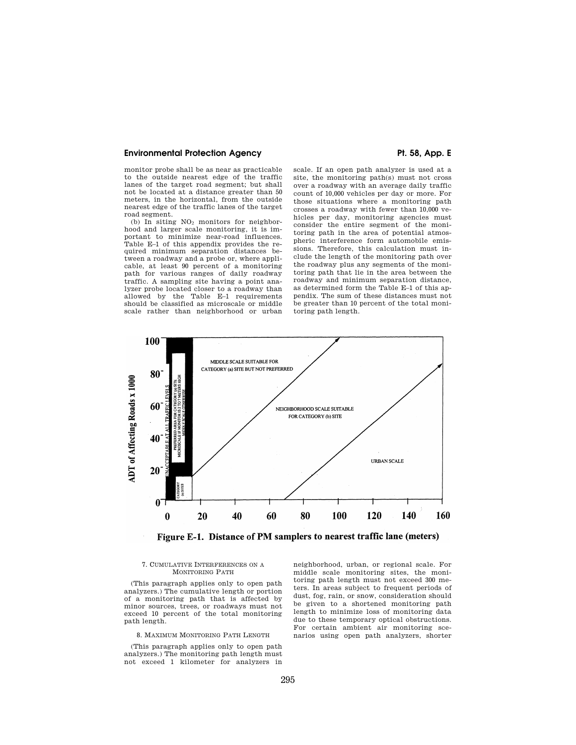monitor probe shall be as near as practicable to the outside nearest edge of the traffic lanes of the target road segment; but shall not be located at a distance greater than 50 meters, in the horizontal, from the outside nearest edge of the traffic lanes of the target road segment.

(b) In siting $NO_2$ monitors for neighborhood and larger scale monitoring, it is important to minimize near-road influences. Table E–1 of this appendix provides the required minimum separation distances between a roadway and a probe or, where applicable, at least 90 percent of a monitoring path for various ranges of daily roadway traffic. A sampling site having a point analyzer probe located closer to a roadway than allowed by the Table E–1 requirements should be classified as microscale or middle scale rather than neighborhood or urban scale. If an open path analyzer is used at a site, the monitoring path(s) must not cross over a roadway with an average daily traffic count of 10,000 vehicles per day or more. For those situations where a monitoring path crosses a roadway with fewer than 10,000 vehicles per day, monitoring agencies must consider the entire segment of the monitoring path in the area of potential atmospheric interference form automobile emissions. Therefore, this calculation must include the length of the monitoring path over the roadway plus any segments of the monitoring path that lie in the area between the roadway and minimum separation distance, as determined form the Table E–1 of this appendix. The sum of these distances must not be greater than 10 percent of the total monitoring path length.

**Figure E-1. Distance of PM samplers to nearest traffic lane (meters)**

### 7. CUMULATIVE INTERFERENCES ON A MONITORING PATH

(This paragraph applies only to open path analyzers.) The cumulative length or portion of a monitoring path that is affected by minor sources, trees, or roadways must not exceed 10 percent of the total monitoring path length.

### 8. MAXIMUM MONITORING PATH LENGTH

(This paragraph applies only to open path analyzers.) The monitoring path length must not exceed 1 kilometer for analyzers in neighborhood, urban, or regional scale. For middle scale monitoring sites, the monitoring path length must not exceed 300 meters. In areas subject to frequent periods of dust, fog, rain, or snow, consideration should be given to a shortened monitoring path length to minimize loss of monitoring data due to these temporary optical obstructions. For certain ambient air monitoring scenarios using open path analyzers, shorter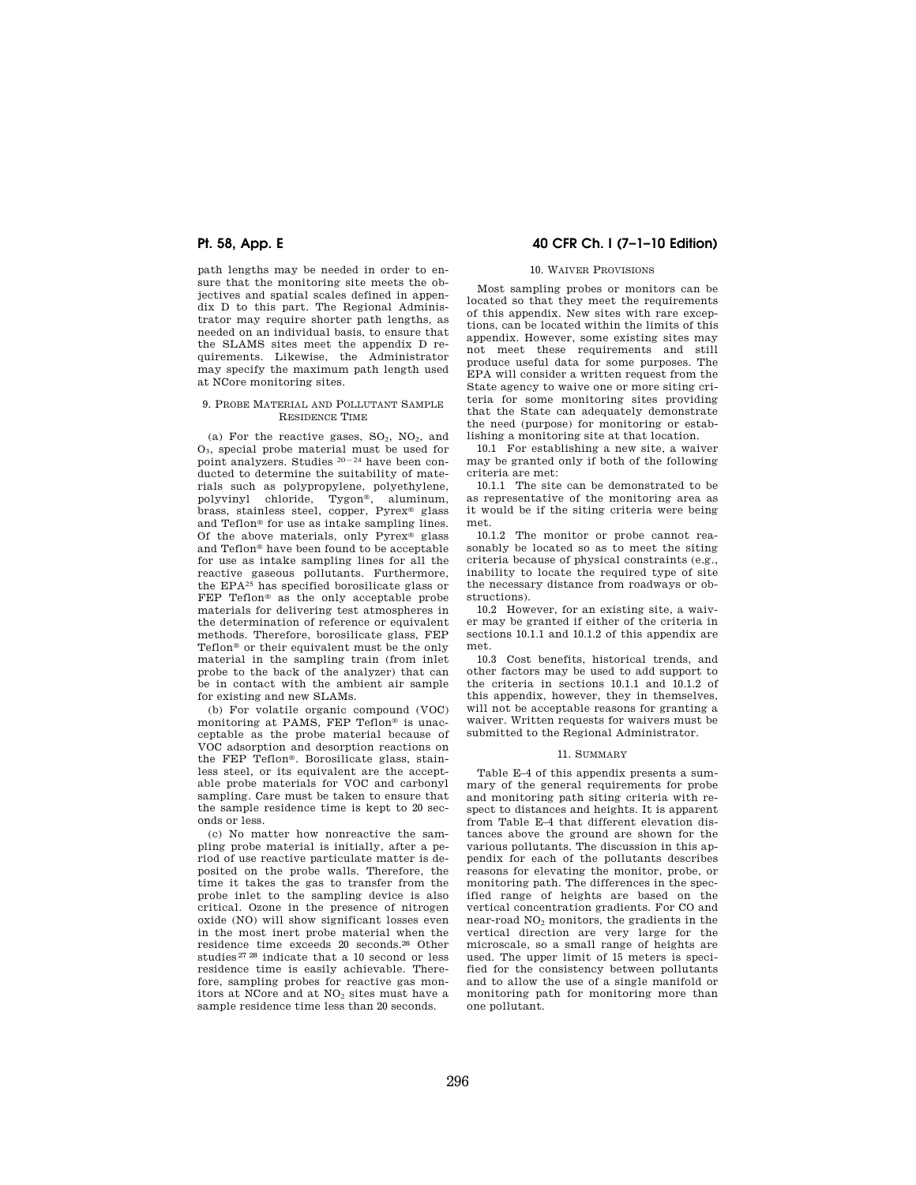path lengths may be needed in order to ensure that the monitoring site meets the objectives and spatial scales defined in appendix D to this part. The Regional Administrator may require shorter path lengths, as needed on an individual basis, to ensure that the SLAMS sites meet the appendix D requirements. Likewise, the Administrator may specify the maximum path length used at NCore monitoring sites.

## 9. PROBE MATERIAL AND POLLUTANT SAMPLE RESIDENCE TIME

(a) For the reactive gases, $SO_2$, $NO_2$, and $O_3$, special probe material must be used for point analyzers. Studies [20–24] have been conducted to determine the suitability of materials such as polypropylene, polyethylene, polyvinyl chloride, Tygon®, aluminum, brass, stainless steel, copper, Pyrex® glass and Teflon® for use as intake sampling lines. Of the above materials, only Pyrex® glass and Teflon® have been found to be acceptable for use as intake sampling lines for all the reactive gaseous pollutants. Furthermore, the EPA[25] has specified borosilicate glass or FEP Teflon® as the only acceptable probe materials for delivering test atmospheres in the determination of reference or equivalent methods. Therefore, borosilicate glass, FEP Teflon® or their equivalent must be the only material in the sampling train (from inlet probe to the back of the analyzer) that can be in contact with the ambient air sample for existing and new SLAMs.

(b) For volatile organic compound (VOC) monitoring at PAMS, FEP Teflon® is unacceptable as the probe material because of VOC adsorption and desorption reactions on the FEP Teflon®. Borosilicate glass, stainless steel, or its equivalent are the acceptable probe materials for VOC and carbonyl sampling. Care must be taken to ensure that the sample residence time is kept to 20 seconds or less.

(c) No matter how nonreactive the sampling probe material is initially, after a period of use reactive particulate matter is deposited on the probe walls. Therefore, the time it takes the gas to transfer from the probe inlet to the sampling device is also critical. Ozone in the presence of nitrogen oxide (NO) will show significant losses even in the most inert probe material when the residence time exceeds 20 seconds.[26] Other studies [27,28] indicate that a 10 second or less residence time is easily achievable. Therefore, sampling probes for reactive gas monitors at NCore and at $NO_2$ sites must have a sample residence time less than 20 seconds.

## 10. WAIVER PROVISIONS

Most sampling probes or monitors can be located so that they meet the requirements of this appendix. New sites with rare exceptions, can be located within the limits of this appendix. However, some existing sites may not meet these requirements and still produce useful data for some purposes. The EPA will consider a written request from the State agency to waive one or more siting criteria for some monitoring sites providing that the State can adequately demonstrate the need (purpose) for monitoring or establishing a monitoring site at that location.

10.1 For establishing a new site, a waiver may be granted only if both of the following criteria are met:

10.1.1 The site can be demonstrated to be as representative of the monitoring area as it would be if the siting criteria were being met.

10.1.2 The monitor or probe cannot reasonably be located so as to meet the siting criteria because of physical constraints (e.g., inability to locate the required type of site the necessary distance from roadways or obstructions).

10.2 However, for an existing site, a waiver may be granted if either of the criteria in sections 10.1.1 and 10.1.2 of this appendix are met.

10.3 Cost benefits, historical trends, and other factors may be used to add support to the criteria in sections 10.1.1 and 10.1.2 of this appendix, however, they in themselves, will not be acceptable reasons for granting a waiver. Written requests for waivers must be submitted to the Regional Administrator.

## 11. SUMMARY

Table E–4 of this appendix presents a summary of the general requirements for probe and monitoring path siting criteria with respect to distances and heights. It is apparent from Table E–4 that different elevation distances above the ground are shown for the various pollutants. The discussion in this appendix for each of the pollutants describes reasons for elevating the monitor, probe, or monitoring path. The differences in the specified range of heights are based on the vertical concentration gradients. For CO and near-road $NO_2$ monitors, the gradients in the vertical direction are very large for the microscale, so a small range of heights are used. The upper limit of 15 meters is specified for the consistency between pollutants and to allow the use of a single manifold or monitoring path for monitoring more than one pollutant.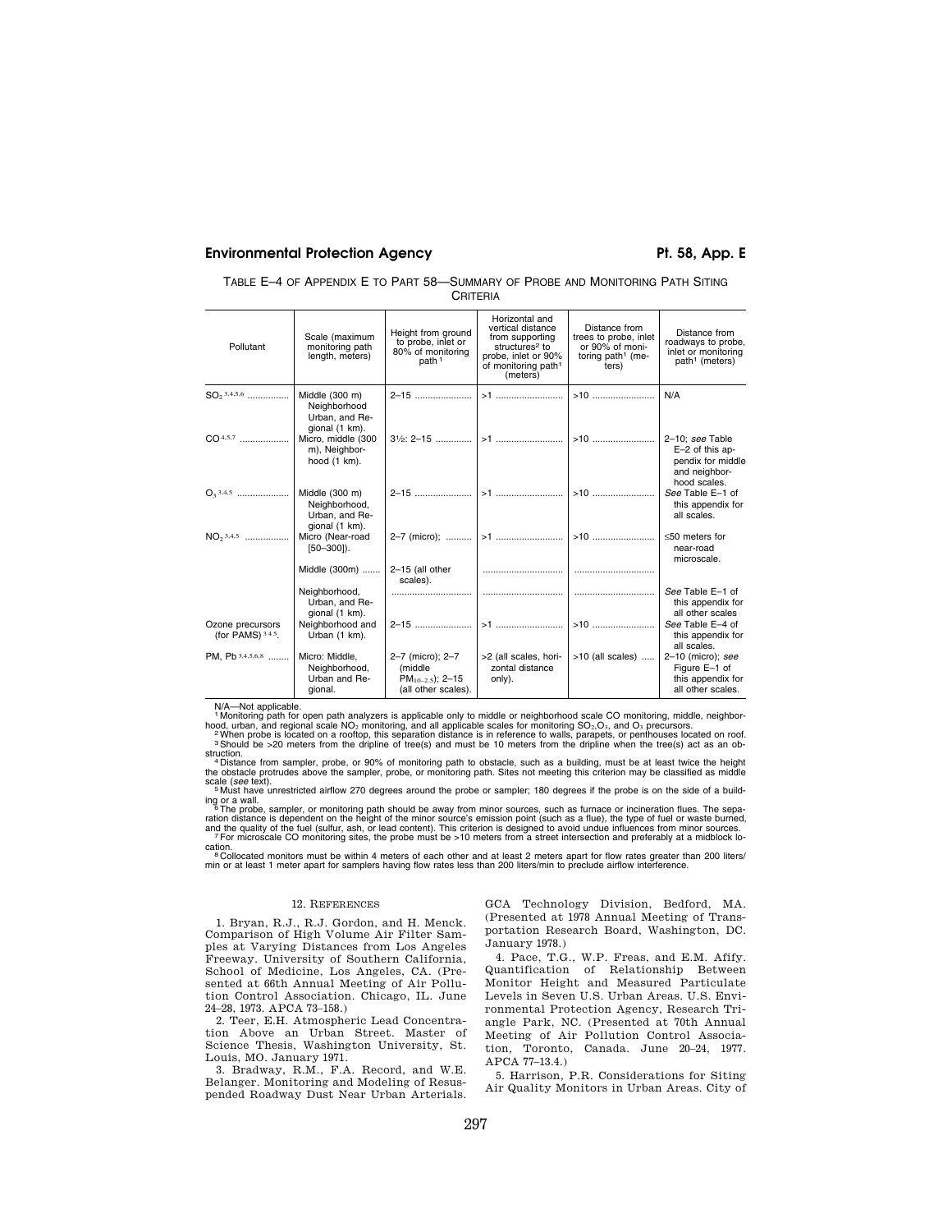TABLE E–4 OF APPENDIX E TO PART 58—SUMMARY OF PROBE AND MONITORING PATH SITING CRITERIA

| Pollutant | Scale (maximum monitoring path length, meters) | Height from ground to probe, inlet or 80% of monitoring path [1] | Horizontal and vertical distance from supporting structures[2] to probe, inlet or 90% of monitoring path[1] (meters) | Distance from trees to probe, inlet or 90% of monitoring path[1] (meters) | Distance from roadways to probe, inlet or monitoring path[1] (meters) |
|---|---|---|---|---|---|
| $SO_2$ [3,4,5,6] | Middle (300 m) Neighborhood Urban, and Regional (1 km). | 2–15 | >1 | >10 | N/A |
| CO [4,5,7] | Micro, middle (300 m), Neighborhood (1 km). | 3½: 2–15 | >1 | >10 | 2–10; *see* Table E–2 of this appendix for middle and neighborhood scales. |
| $O_3$ [3,4,5] | Middle (300 m) Neighborhood, Urban, and Regional (1 km). | 2–15 | >1 | >10 | *See* Table E–1 of this appendix for all scales. |
| $NO_2$ [3,4,5] | Micro (Near-road [50–300]). | 2–7 (micro); | >1 | >10 | ≤50 meters for near-road microscale. |
| | Middle (300m) | 2–15 (all other scales). | | | |
| | Neighborhood, Urban, and Regional (1 km). | | | | *See* Table E–1 of this appendix for all other scales |
| Ozone precursors (for PAMS) [3,4,5]. | Neighborhood and Urban (1 km). | 2–15 | >1 | >10 | *See* Table E–4 of this appendix for all scales. |
| PM, Pb [3,4,5,6,8] | Micro: Middle, Neighborhood, Urban and Regional. | 2–7 (micro); 2–7 (middle $PM_{10-2.5}$); 2–15 (all other scales). | >2 (all scales, horizontal distance only). | >10 (all scales) | 2–10 (micro); *see* Figure E–1 of this appendix for all other scales. |

N/A—Not applicable.

[1] Monitoring path for open path analyzers is applicable only to middle or neighborhood scale CO monitoring, middle, neighborhood, urban, and regional scale $NO_2$ monitoring, and all applicable scales for monitoring $SO_2$, $O_3$, and $O_3$ precursors.

[2] When probe is located on a rooftop, this separation distance is in reference to walls, parapets, or penthouses located on roof.

[3] Should be >20 meters from the dripline of tree(s) and must be 10 meters from the dripline when the tree(s) act as an obstruction.

[4] Distance from sampler, probe, or 90% of monitoring path to obstacle, such as a building, must be at least twice the height the obstacle protrudes above the sampler, probe, or monitoring path. Sites not meeting this criterion may be classified as middle scale (*see* text).

[5] Must have unrestricted airflow 270 degrees around the probe or sampler; 180 degrees if the probe is on the side of a building or a wall.

[6] The probe, sampler, or monitoring path should be away from minor sources, such as furnace or incineration flues. The separation distance is dependent on the height of the minor source's emission point (such as a flue), the type of fuel or waste burned, and the quality of the fuel (sulfur, ash, or lead content). This criterion is designed to avoid undue influences from minor sources.

[7] For microscale CO monitoring sites, the probe must be >10 meters from a street intersection and preferably at a midblock location.

[8] Collocated monitors must be within 4 meters of each other and at least 2 meters apart for flow rates greater than 200 liters/min or at least 1 meter apart for samplers having flow rates less than 200 liters/min to preclude airflow interference.

## 12. REFERENCES

1. Bryan, R.J., R.J. Gordon, and H. Menck. Comparison of High Volume Air Filter Samples at Varying Distances from Los Angeles Freeway. University of Southern California, School of Medicine, Los Angeles, CA. (Presented at 66th Annual Meeting of Air Pollution Control Association. Chicago, IL. June 24–28, 1973. APCA 73–158.)

2. Teer, E.H. Atmospheric Lead Concentration Above an Urban Street. Master of Science Thesis, Washington University, St. Louis, MO. January 1971.

3. Bradway, R.M., F.A. Record, and W.E. Belanger. Monitoring and Modeling of Resuspended Roadway Dust Near Urban Arterials. GCA Technology Division, Bedford, MA. (Presented at 1978 Annual Meeting of Transportation Research Board, Washington, DC. January 1978.)

4. Pace, T.G., W.P. Freas, and E.M. Afify. Quantification of Relationship Between Monitor Height and Measured Particulate Levels in Seven U.S. Urban Areas. U.S. Environmental Protection Agency, Research Triangle Park, NC. (Presented at 70th Annual Meeting of Air Pollution Control Association, Toronto, Canada. June 20–24, 1977. APCA 77–13.4.)

5. Harrison, P.R. Considerations for Siting Air Quality Monitors in Urban Areas. City of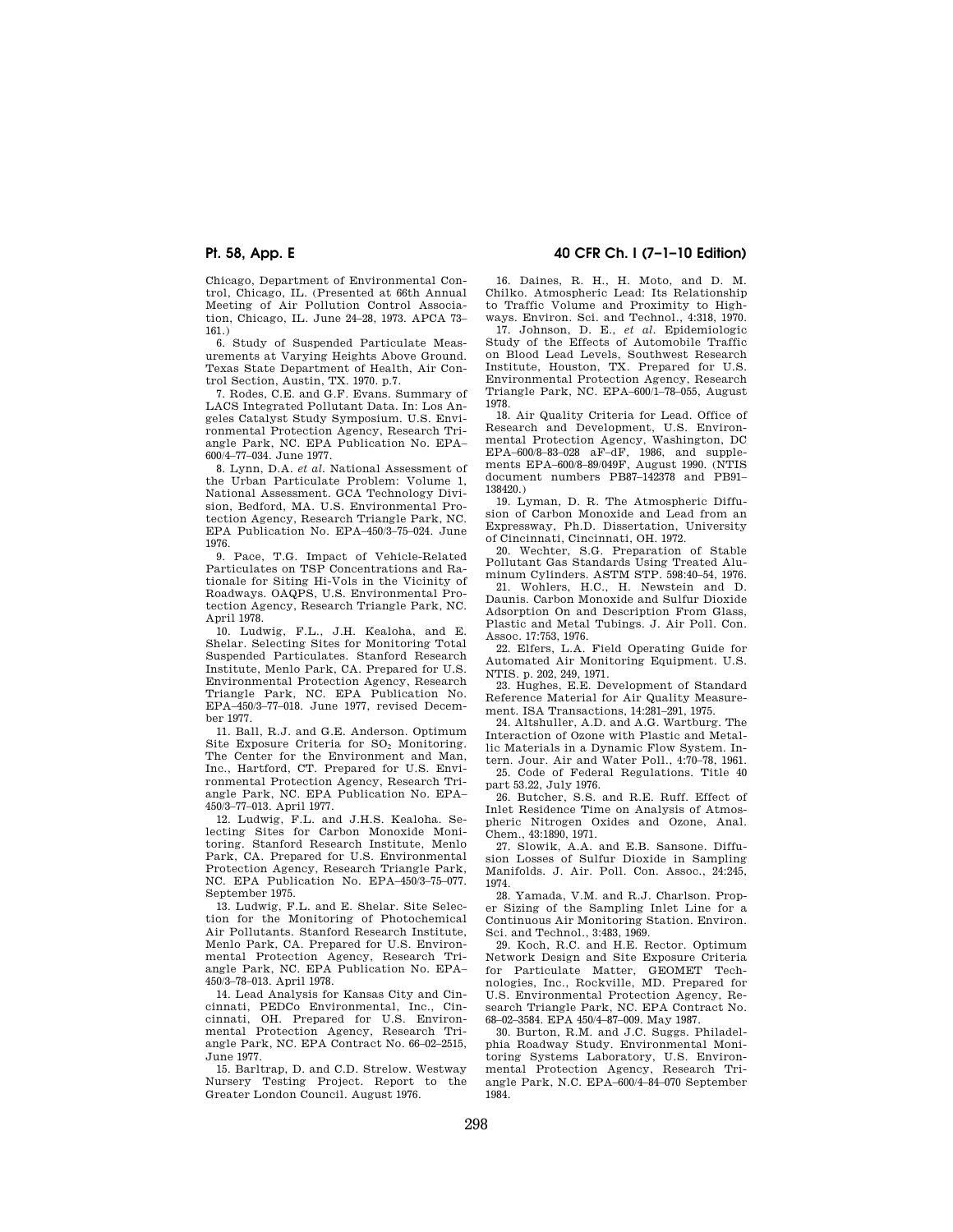Chicago, Department of Environmental Control, Chicago, IL. (Presented at 66th Annual Meeting of Air Pollution Control Association, Chicago, IL. June 24–28, 1973. APCA 73–161.)

6. Study of Suspended Particulate Measurements at Varying Heights Above Ground. Texas State Department of Health, Air Control Section, Austin, TX. 1970. p.7.

7. Rodes, C.E. and G.F. Evans. Summary of LACS Integrated Pollutant Data. In: Los Angeles Catalyst Study Symposium. U.S. Environmental Protection Agency, Research Triangle Park, NC. EPA Publication No. EPA–600/4–77–034. June 1977.

8. Lynn, D.A. *et al.* National Assessment of the Urban Particulate Problem: Volume 1, National Assessment. GCA Technology Division, Bedford, MA. U.S. Environmental Protection Agency, Research Triangle Park, NC. EPA Publication No. EPA–450/3–75–024. June 1976.

9. Pace, T.G. Impact of Vehicle-Related Particulates on TSP Concentrations and Rationale for Siting Hi-Vols in the Vicinity of Roadways. OAQPS, U.S. Environmental Protection Agency, Research Triangle Park, NC. April 1978.

10. Ludwig, F.L., J.H. Kealoha, and E. Shelar. Selecting Sites for Monitoring Total Suspended Particulates. Stanford Research Institute, Menlo Park, CA. Prepared for U.S. Environmental Protection Agency, Research Triangle Park, NC. EPA Publication No. EPA–450/3–77–018. June 1977, revised December 1977.

11. Ball, R.J. and G.E. Anderson. Optimum Site Exposure Criteria for $SO_2$ Monitoring. The Center for the Environment and Man, Inc., Hartford, CT. Prepared for U.S. Environmental Protection Agency, Research Triangle Park, NC. EPA Publication No. EPA–450/3–77–013. April 1977.

12. Ludwig, F.L. and J.H.S. Kealoha. Selecting Sites for Carbon Monoxide Monitoring. Stanford Research Institute, Menlo Park, CA. Prepared for U.S. Environmental Protection Agency, Research Triangle Park, NC. EPA Publication No. EPA–450/3–75–077. September 1975.

13. Ludwig, F.L. and E. Shelar. Site Selection for the Monitoring of Photochemical Air Pollutants. Stanford Research Institute, Menlo Park, CA. Prepared for U.S. Environmental Protection Agency, Research Triangle Park, NC. EPA Publication No. EPA–450/3–78–013. April 1978.

14. Lead Analysis for Kansas City and Cincinnati, PEDCo Environmental, Inc., Cincinnati, OH. Prepared for U.S. Environmental Protection Agency, Research Triangle Park, NC. EPA Contract No. 66–02–2515, June 1977.

15. Barltrap, D. and C.D. Strelow. Westway Nursery Testing Project. Report to the Greater London Council. August 1976.

16. Daines, R. H., H. Moto, and D. M. Chilko. Atmospheric Lead: Its Relationship to Traffic Volume and Proximity to Highways. Environ. Sci. and Technol., 4:318, 1970.

17. Johnson, D. E., *et al.* Epidemiologic Study of the Effects of Automobile Traffic on Blood Lead Levels, Southwest Research Institute, Houston, TX. Prepared for U.S. Environmental Protection Agency, Research Triangle Park, NC. EPA–600/1–78–055, August 1978.

18. Air Quality Criteria for Lead. Office of Research and Development, U.S. Environmental Protection Agency, Washington, DC EPA–600/8–83–028 aF–dF, 1986, and supplements EPA–600/8–89/049F, August 1990. (NTIS document numbers PB87–142378 and PB91–138420.)

19. Lyman, D. R. The Atmospheric Diffusion of Carbon Monoxide and Lead from an Expressway, Ph.D. Dissertation, University of Cincinnati, Cincinnati, OH. 1972.

20. Wechter, S.G. Preparation of Stable Pollutant Gas Standards Using Treated Aluminum Cylinders. ASTM STP. 598:40–54, 1976.

21. Wohlers, H.C., H. Newstein and D. Daunis. Carbon Monoxide and Sulfur Dioxide Adsorption On and Description From Glass, Plastic and Metal Tubings. J. Air Poll. Con. Assoc. 17:753, 1976.

22. Elfers, L.A. Field Operating Guide for Automated Air Monitoring Equipment. U.S. NTIS. p. 202, 249, 1971.

23. Hughes, E.E. Development of Standard Reference Material for Air Quality Measurement. ISA Transactions, 14:281–291, 1975.

24. Altshuller, A.D. and A.G. Wartburg. The Interaction of Ozone with Plastic and Metallic Materials in a Dynamic Flow System. Intern. Jour. Air and Water Poll., 4:70–78, 1961.

25. Code of Federal Regulations. Title 40 part 53.22, July 1976.

26. Butcher, S.S. and R.E. Ruff. Effect of Inlet Residence Time on Analysis of Atmospheric Nitrogen Oxides and Ozone, Anal. Chem., 43:1890, 1971.

27. Slowik, A.A. and E.B. Sansone. Diffusion Losses of Sulfur Dioxide in Sampling Manifolds. J. Air. Poll. Con. Assoc., 24:245, 1974.

28. Yamada, V.M. and R.J. Charlson. Proper Sizing of the Sampling Inlet Line for a Continuous Air Monitoring Station. Environ. Sci. and Technol., 3:483, 1969.

29. Koch, R.C. and H.E. Rector. Optimum Network Design and Site Exposure Criteria for Particulate Matter, GEOMET Technologies, Inc., Rockville, MD. Prepared for U.S. Environmental Protection Agency, Research Triangle Park, NC. EPA Contract No. 68–02–3584. EPA 450/4–87–009. May 1987.

30. Burton, R.M. and J.C. Suggs. Philadelphia Roadway Study. Environmental Monitoring Systems Laboratory, U.S. Environmental Protection Agency, Research Triangle Park, N.C. EPA–600/4–84–070 September 1984.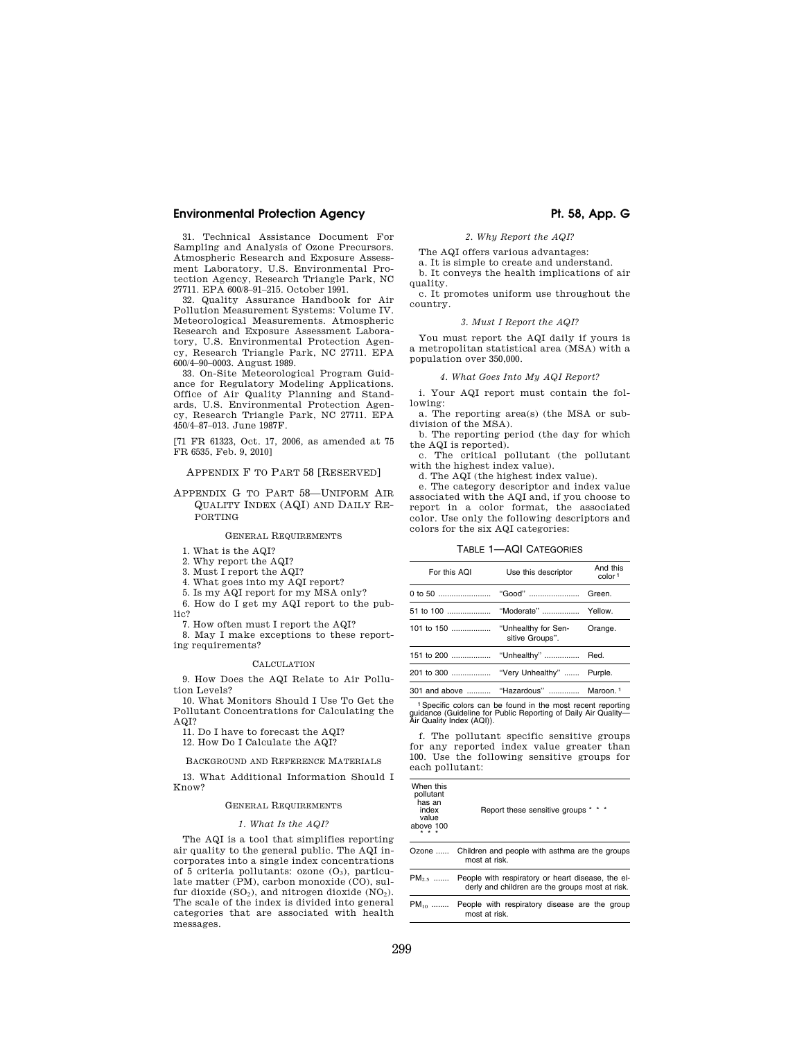31. Technical Assistance Document For Sampling and Analysis of Ozone Precursors. Atmospheric Research and Exposure Assessment Laboratory, U.S. Environmental Protection Agency, Research Triangle Park, NC 27711. EPA 600/8–91–215. October 1991.

32. Quality Assurance Handbook for Air Pollution Measurement Systems: Volume IV. Meteorological Measurements. Atmospheric Research and Exposure Assessment Laboratory, U.S. Environmental Protection Agency, Research Triangle Park, NC 27711. EPA 600/4–90–0003. August 1989.

33. On-Site Meteorological Program Guidance for Regulatory Modeling Applications. Office of Air Quality Planning and Standards, U.S. Environmental Protection Agency, Research Triangle Park, NC 27711. EPA 450/4–87–013. June 1987F.

[71 FR 61323, Oct. 17, 2006, as amended at 75 FR 6535, Feb. 9, 2010]

## APPENDIX F TO PART 58 [RESERVED]

## APPENDIX G TO PART 58—UNIFORM AIR QUALITY INDEX (AQI) AND DAILY REPORTING

### GENERAL REQUIREMENTS

1. What is the AQI?
2. Why report the AQI?
3. Must I report the AQI?
4. What goes into my AQI report?
5. Is my AQI report for my MSA only?
6. How do I get my AQI report to the public?
7. How often must I report the AQI?
8. May I make exceptions to these reporting requirements?

### CALCULATION

9. How Does the AQI Relate to Air Pollution Levels?
10. What Monitors Should I Use To Get the Pollutant Concentrations for Calculating the AQI?
11. Do I have to forecast the AQI?
12. How Do I Calculate the AQI?

### BACKGROUND AND REFERENCE MATERIALS

13. What Additional Information Should I Know?

### GENERAL REQUIREMENTS

#### *1. What Is the AQI?*

The AQI is a tool that simplifies reporting air quality to the general public. The AQI incorporates into a single index concentrations of 5 criteria pollutants: ozone ($O_3$), particulate matter (PM), carbon monoxide (CO), sulfur dioxide ($SO_2$), and nitrogen dioxide ($NO_2$). The scale of the index is divided into general categories that are associated with health messages.

#### *2. Why Report the AQI?*

The AQI offers various advantages:

a. It is simple to create and understand.

b. It conveys the health implications of air quality.

c. It promotes uniform use throughout the country.

#### *3. Must I Report the AQI?*

You must report the AQI daily if yours is a metropolitan statistical area (MSA) with a population over 350,000.

#### *4. What Goes Into My AQI Report?*

i. Your AQI report must contain the following:

a. The reporting area(s) (the MSA or subdivision of the MSA).

b. The reporting period (the day for which the AQI is reported).

c. The critical pollutant (the pollutant with the highest index value).

d. The AQI (the highest index value).

e. The category descriptor and index value associated with the AQI and, if you choose to report in a color format, the associated color. Use only the following descriptors and colors for the six AQI categories:

TABLE 1—AQI CATEGORIES

| For this AQI | Use this descriptor | And this color [1] |
|---|---|---|
| 0 to 50 | "Good" | Green. |
| 51 to 100 | "Moderate" | Yellow. |
| 101 to 150 | "Unhealthy for Sensitive Groups". | Orange. |
| 151 to 200 | "Unhealthy" | Red. |
| 201 to 300 | "Very Unhealthy" | Purple. |
| 301 and above | "Hazardous" | Maroon. [1] |

[1] Specific colors can be found in the most recent reporting guidance (Guideline for Public Reporting of Daily Air Quality—Air Quality Index (AQI)).

f. The pollutant specific sensitive groups for any reported index value greater than 100. Use the following sensitive groups for each pollutant:

| When this pollutant has an index value above 100 * * * | Report these sensitive groups * * * |
|---|---|
| Ozone | Children and people with asthma are the groups most at risk. |
| $PM_{2.5}$ | People with respiratory or heart disease, the elderly and children are the groups most at risk. |
| $PM_{10}$ | People with respiratory disease are the group most at risk. |